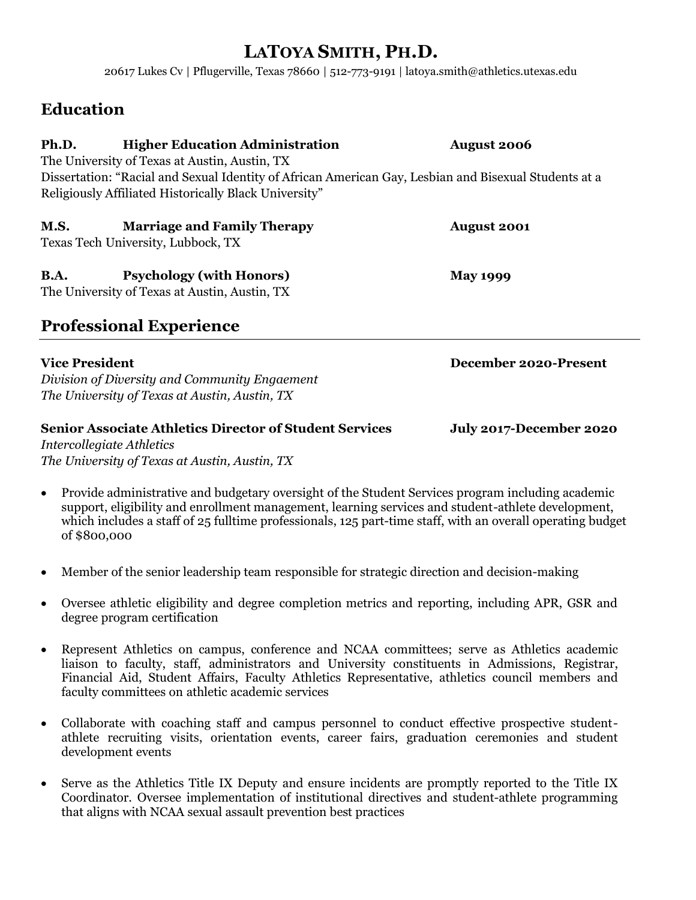# LaToya Smith, Ph.D.

20617 Lukes Cv | Pflugerville, Texas 78660 | 512-773-9191 | latoya.smith@athletics.utexas.edu

## Education

**Ph.D. Higher Education Administration** **August 2006**
The University of Texas at Austin, Austin, TX
Dissertation: "Racial and Sexual Identity of African American Gay, Lesbian and Bisexual Students at a Religiously Affiliated Historically Black University"

**M.S. Marriage and Family Therapy** **August 2001**
Texas Tech University, Lubbock, TX

**B.A. Psychology (with Honors)** **May 1999**
The University of Texas at Austin, Austin, TX

## Professional Experience

**Vice President** **December 2020-Present**
*Division of Diversity and Community Engaement*
*The University of Texas at Austin, Austin, TX*

**Senior Associate Athletics Director of Student Services** **July 2017-December 2020**
*Intercollegiate Athletics*
*The University of Texas at Austin, Austin, TX*

- Provide administrative and budgetary oversight of the Student Services program including academic support, eligibility and enrollment management, learning services and student-athlete development, which includes a staff of 25 fulltime professionals, 125 part-time staff, with an overall operating budget of $800,000
- Member of the senior leadership team responsible for strategic direction and decision-making
- Oversee athletic eligibility and degree completion metrics and reporting, including APR, GSR and degree program certification
- Represent Athletics on campus, conference and NCAA committees; serve as Athletics academic liaison to faculty, staff, administrators and University constituents in Admissions, Registrar, Financial Aid, Student Affairs, Faculty Athletics Representative, athletics council members and faculty committees on athletic academic services
- Collaborate with coaching staff and campus personnel to conduct effective prospective student-athlete recruiting visits, orientation events, career fairs, graduation ceremonies and student development events
- Serve as the Athletics Title IX Deputy and ensure incidents are promptly reported to the Title IX Coordinator. Oversee implementation of institutional directives and student-athlete programming that aligns with NCAA sexual assault prevention best practices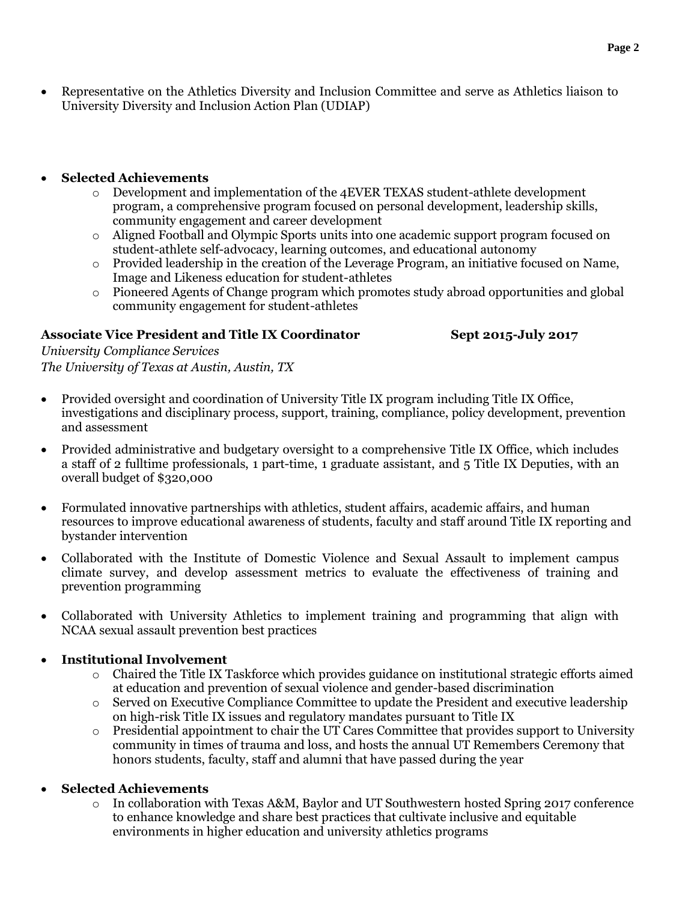- Representative on the Athletics Diversity and Inclusion Committee and serve as Athletics liaison to University Diversity and Inclusion Action Plan (UDIAP)

- **Selected Achievements**
    - Development and implementation of the 4EVER TEXAS student-athlete development program, a comprehensive program focused on personal development, leadership skills, community engagement and career development
    - Aligned Football and Olympic Sports units into one academic support program focused on student-athlete self-advocacy, learning outcomes, and educational autonomy
    - Provided leadership in the creation of the Leverage Program, an initiative focused on Name, Image and Likeness education for student-athletes
    - Pioneered Agents of Change program which promotes study abroad opportunities and global community engagement for student-athletes

**Associate Vice President and Title IX Coordinator** **Sept 2015-July 2017**
*University Compliance Services*
*The University of Texas at Austin, Austin, TX*

- Provided oversight and coordination of University Title IX program including Title IX Office, investigations and disciplinary process, support, training, compliance, policy development, prevention and assessment
- Provided administrative and budgetary oversight to a comprehensive Title IX Office, which includes a staff of 2 fulltime professionals, 1 part-time, 1 graduate assistant, and 5 Title IX Deputies, with an overall budget of $320,000
- Formulated innovative partnerships with athletics, student affairs, academic affairs, and human resources to improve educational awareness of students, faculty and staff around Title IX reporting and bystander intervention
- Collaborated with the Institute of Domestic Violence and Sexual Assault to implement campus climate survey, and develop assessment metrics to evaluate the effectiveness of training and prevention programming
- Collaborated with University Athletics to implement training and programming that align with NCAA sexual assault prevention best practices
- **Institutional Involvement**
    - Chaired the Title IX Taskforce which provides guidance on institutional strategic efforts aimed at education and prevention of sexual violence and gender-based discrimination
    - Served on Executive Compliance Committee to update the President and executive leadership on high-risk Title IX issues and regulatory mandates pursuant to Title IX
    - Presidential appointment to chair the UT Cares Committee that provides support to University community in times of trauma and loss, and hosts the annual UT Remembers Ceremony that honors students, faculty, staff and alumni that have passed during the year
- **Selected Achievements**
    - In collaboration with Texas A&M, Baylor and UT Southwestern hosted Spring 2017 conference to enhance knowledge and share best practices that cultivate inclusive and equitable environments in higher education and university athletics programs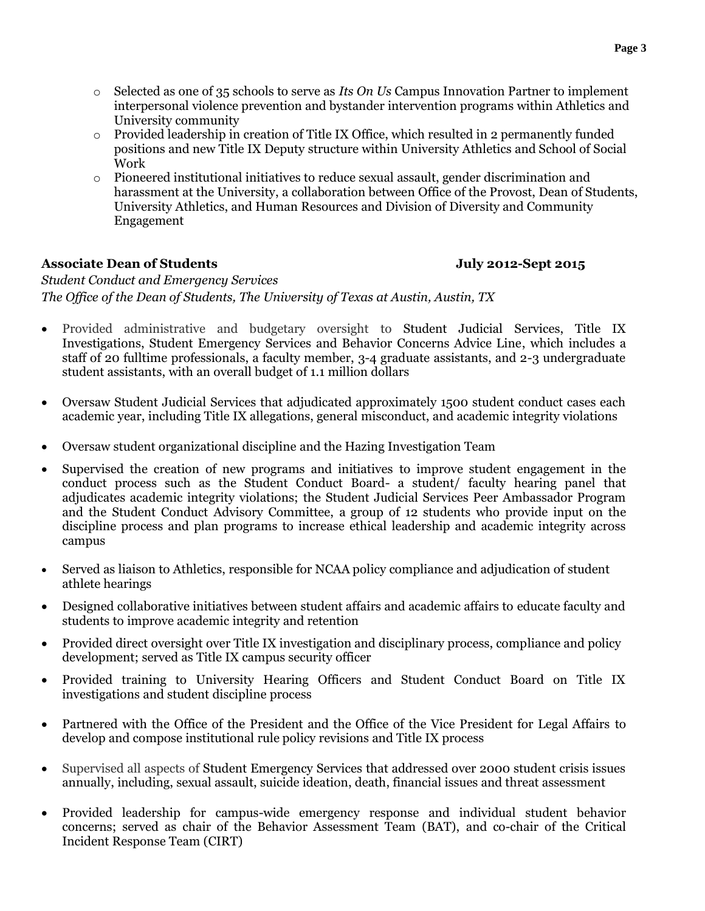- Selected as one of 35 schools to serve as *Its On Us* Campus Innovation Partner to implement interpersonal violence prevention and bystander intervention programs within Athletics and University community
- Provided leadership in creation of Title IX Office, which resulted in 2 permanently funded positions and new Title IX Deputy structure within University Athletics and School of Social Work
- Pioneered institutional initiatives to reduce sexual assault, gender discrimination and harassment at the University, a collaboration between Office of the Provost, Dean of Students, University Athletics, and Human Resources and Division of Diversity and Community Engagement

**Associate Dean of Students** **July 2012-Sept 2015**

*Student Conduct and Emergency Services*
*The Office of the Dean of Students, The University of Texas at Austin, Austin, TX*

- Provided administrative and budgetary oversight to Student Judicial Services, Title IX Investigations, Student Emergency Services and Behavior Concerns Advice Line, which includes a staff of 20 fulltime professionals, a faculty member, 3-4 graduate assistants, and 2-3 undergraduate student assistants, with an overall budget of 1.1 million dollars

- Oversaw Student Judicial Services that adjudicated approximately 1500 student conduct cases each academic year, including Title IX allegations, general misconduct, and academic integrity violations

- Oversaw student organizational discipline and the Hazing Investigation Team

- Supervised the creation of new programs and initiatives to improve student engagement in the conduct process such as the Student Conduct Board- a student/ faculty hearing panel that adjudicates academic integrity violations; the Student Judicial Services Peer Ambassador Program and the Student Conduct Advisory Committee, a group of 12 students who provide input on the discipline process and plan programs to increase ethical leadership and academic integrity across campus

- Served as liaison to Athletics, responsible for NCAA policy compliance and adjudication of student athlete hearings

- Designed collaborative initiatives between student affairs and academic affairs to educate faculty and students to improve academic integrity and retention

- Provided direct oversight over Title IX investigation and disciplinary process, compliance and policy development; served as Title IX campus security officer

- Provided training to University Hearing Officers and Student Conduct Board on Title IX investigations and student discipline process

- Partnered with the Office of the President and the Office of the Vice President for Legal Affairs to develop and compose institutional rule policy revisions and Title IX process

- Supervised all aspects of Student Emergency Services that addressed over 2000 student crisis issues annually, including, sexual assault, suicide ideation, death, financial issues and threat assessment

- Provided leadership for campus-wide emergency response and individual student behavior concerns; served as chair of the Behavior Assessment Team (BAT), and co-chair of the Critical Incident Response Team (CIRT)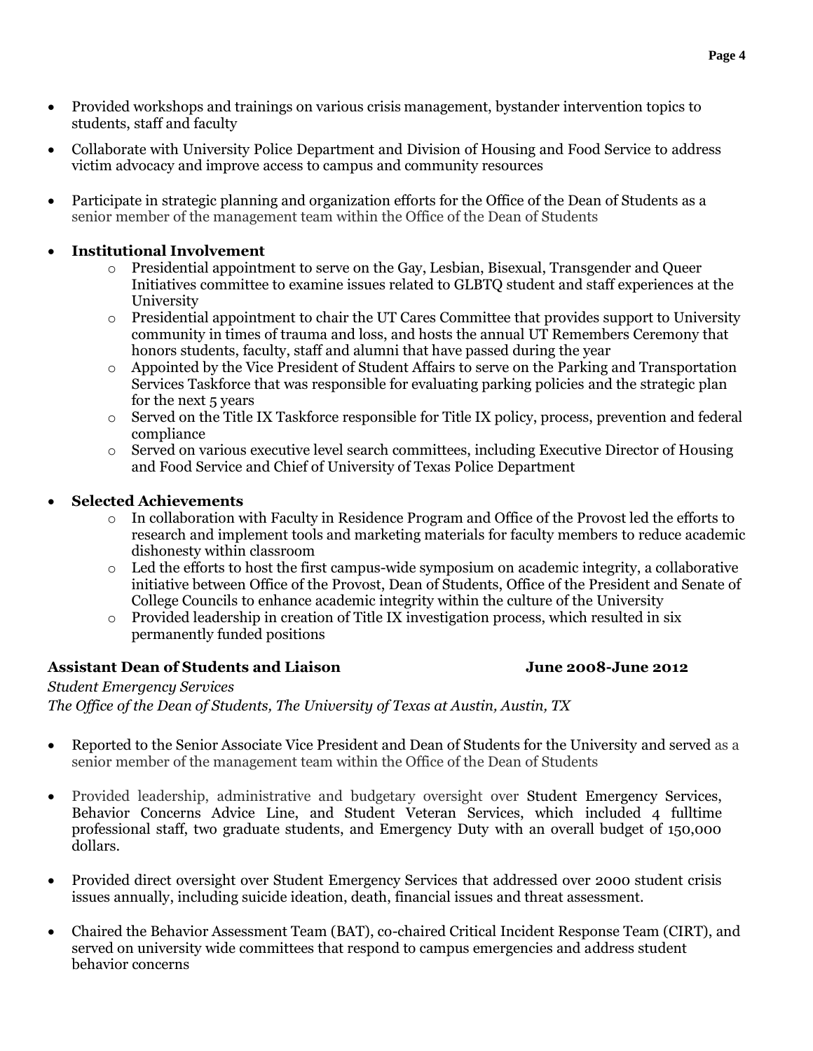- Provided workshops and trainings on various crisis management, bystander intervention topics to students, staff and faculty

- Collaborate with University Police Department and Division of Housing and Food Service to address victim advocacy and improve access to campus and community resources

- Participate in strategic planning and organization efforts for the Office of the Dean of Students as a senior member of the management team within the Office of the Dean of Students

- **Institutional Involvement**
    - Presidential appointment to serve on the Gay, Lesbian, Bisexual, Transgender and Queer Initiatives committee to examine issues related to GLBTQ student and staff experiences at the University
    - Presidential appointment to chair the UT Cares Committee that provides support to University community in times of trauma and loss, and hosts the annual UT Remembers Ceremony that honors students, faculty, staff and alumni that have passed during the year
    - Appointed by the Vice President of Student Affairs to serve on the Parking and Transportation Services Taskforce that was responsible for evaluating parking policies and the strategic plan for the next 5 years
    - Served on the Title IX Taskforce responsible for Title IX policy, process, prevention and federal compliance
    - Served on various executive level search committees, including Executive Director of Housing and Food Service and Chief of University of Texas Police Department

- **Selected Achievements**
    - In collaboration with Faculty in Residence Program and Office of the Provost led the efforts to research and implement tools and marketing materials for faculty members to reduce academic dishonesty within classroom
    - Led the efforts to host the first campus-wide symposium on academic integrity, a collaborative initiative between Office of the Provost, Dean of Students, Office of the President and Senate of College Councils to enhance academic integrity within the culture of the University
    - Provided leadership in creation of Title IX investigation process, which resulted in six permanently funded positions

**Assistant Dean of Students and Liaison** **June 2008-June 2012**

*Student Emergency Services*
*The Office of the Dean of Students, The University of Texas at Austin, Austin, TX*

- Reported to the Senior Associate Vice President and Dean of Students for the University and served as a senior member of the management team within the Office of the Dean of Students

- Provided leadership, administrative and budgetary oversight over Student Emergency Services, Behavior Concerns Advice Line, and Student Veteran Services, which included 4 fulltime professional staff, two graduate students, and Emergency Duty with an overall budget of 150,000 dollars.

- Provided direct oversight over Student Emergency Services that addressed over 2000 student crisis issues annually, including suicide ideation, death, financial issues and threat assessment.

- Chaired the Behavior Assessment Team (BAT), co-chaired Critical Incident Response Team (CIRT), and served on university wide committees that respond to campus emergencies and address student behavior concerns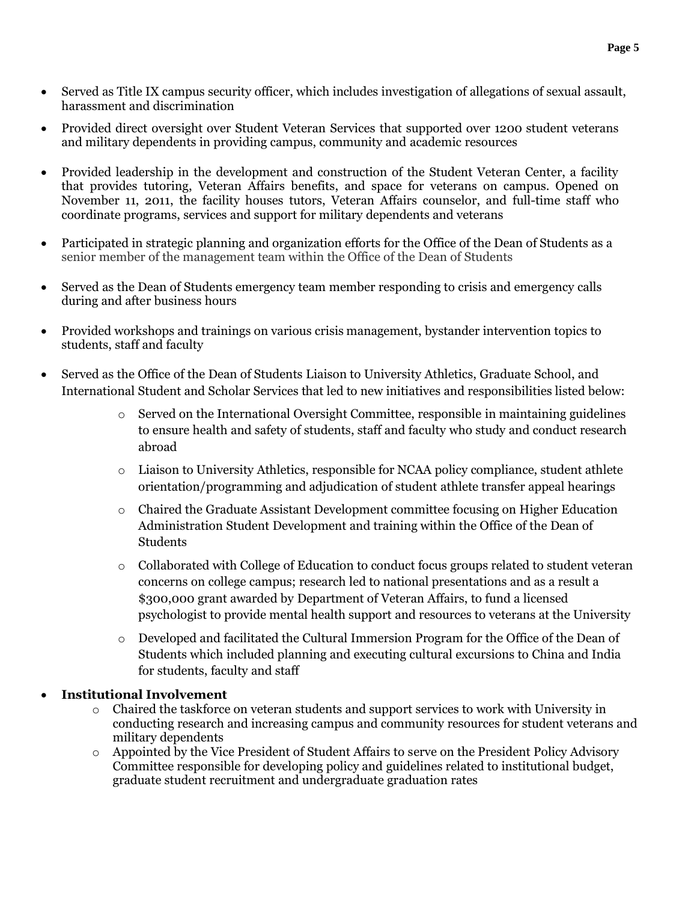- Served as Title IX campus security officer, which includes investigation of allegations of sexual assault, harassment and discrimination
- Provided direct oversight over Student Veteran Services that supported over 1200 student veterans and military dependents in providing campus, community and academic resources
- Provided leadership in the development and construction of the Student Veteran Center, a facility that provides tutoring, Veteran Affairs benefits, and space for veterans on campus. Opened on November 11, 2011, the facility houses tutors, Veteran Affairs counselor, and full-time staff who coordinate programs, services and support for military dependents and veterans
- Participated in strategic planning and organization efforts for the Office of the Dean of Students as a senior member of the management team within the Office of the Dean of Students
- Served as the Dean of Students emergency team member responding to crisis and emergency calls during and after business hours
- Provided workshops and trainings on various crisis management, bystander intervention topics to students, staff and faculty
- Served as the Office of the Dean of Students Liaison to University Athletics, Graduate School, and International Student and Scholar Services that led to new initiatives and responsibilities listed below:
    - Served on the International Oversight Committee, responsible in maintaining guidelines to ensure health and safety of students, staff and faculty who study and conduct research abroad
    - Liaison to University Athletics, responsible for NCAA policy compliance, student athlete orientation/programming and adjudication of student athlete transfer appeal hearings
    - Chaired the Graduate Assistant Development committee focusing on Higher Education Administration Student Development and training within the Office of the Dean of Students
    - Collaborated with College of Education to conduct focus groups related to student veteran concerns on college campus; research led to national presentations and as a result a $300,000 grant awarded by Department of Veteran Affairs, to fund a licensed psychologist to provide mental health support and resources to veterans at the University
    - Developed and facilitated the Cultural Immersion Program for the Office of the Dean of Students which included planning and executing cultural excursions to China and India for students, faculty and staff
- **Institutional Involvement**
    - Chaired the taskforce on veteran students and support services to work with University in conducting research and increasing campus and community resources for student veterans and military dependents
    - Appointed by the Vice President of Student Affairs to serve on the President Policy Advisory Committee responsible for developing policy and guidelines related to institutional budget, graduate student recruitment and undergraduate graduation rates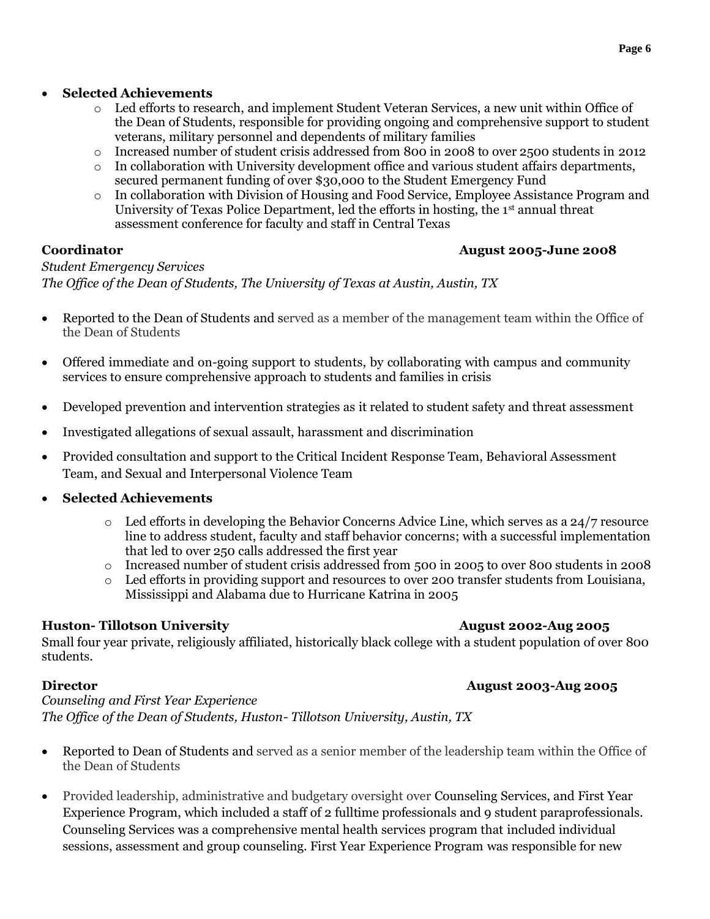- **Selected Achievements**
    - Led efforts to research, and implement Student Veteran Services, a new unit within Office of the Dean of Students, responsible for providing ongoing and comprehensive support to student veterans, military personnel and dependents of military families
    - Increased number of student crisis addressed from 800 in 2008 to over 2500 students in 2012
    - In collaboration with University development office and various student affairs departments, secured permanent funding of over $30,000 to the Student Emergency Fund
    - In collaboration with Division of Housing and Food Service, Employee Assistance Program and University of Texas Police Department, led the efforts in hosting, the 1st annual threat assessment conference for faculty and staff in Central Texas

**Coordinator** **August 2005-June 2008**

*Student Emergency Services*
*The Office of the Dean of Students, The University of Texas at Austin, Austin, TX*

- Reported to the Dean of Students and served as a member of the management team within the Office of the Dean of Students
- Offered immediate and on-going support to students, by collaborating with campus and community services to ensure comprehensive approach to students and families in crisis
- Developed prevention and intervention strategies as it related to student safety and threat assessment
- Investigated allegations of sexual assault, harassment and discrimination
- Provided consultation and support to the Critical Incident Response Team, Behavioral Assessment Team, and Sexual and Interpersonal Violence Team
- **Selected Achievements**
    - Led efforts in developing the Behavior Concerns Advice Line, which serves as a 24/7 resource line to address student, faculty and staff behavior concerns; with a successful implementation that led to over 250 calls addressed the first year
    - Increased number of student crisis addressed from 500 in 2005 to over 800 students in 2008
    - Led efforts in providing support and resources to over 200 transfer students from Louisiana, Mississippi and Alabama due to Hurricane Katrina in 2005

**Huston- Tillotson University** **August 2002-Aug 2005**

Small four year private, religiously affiliated, historically black college with a student population of over 800 students.

**Director** **August 2003-Aug 2005**

*Counseling and First Year Experience*
*The Office of the Dean of Students, Huston- Tillotson University, Austin, TX*

- Reported to Dean of Students and served as a senior member of the leadership team within the Office of the Dean of Students
- Provided leadership, administrative and budgetary oversight over Counseling Services, and First Year Experience Program, which included a staff of 2 fulltime professionals and 9 student paraprofessionals. Counseling Services was a comprehensive mental health services program that included individual sessions, assessment and group counseling. First Year Experience Program was responsible for new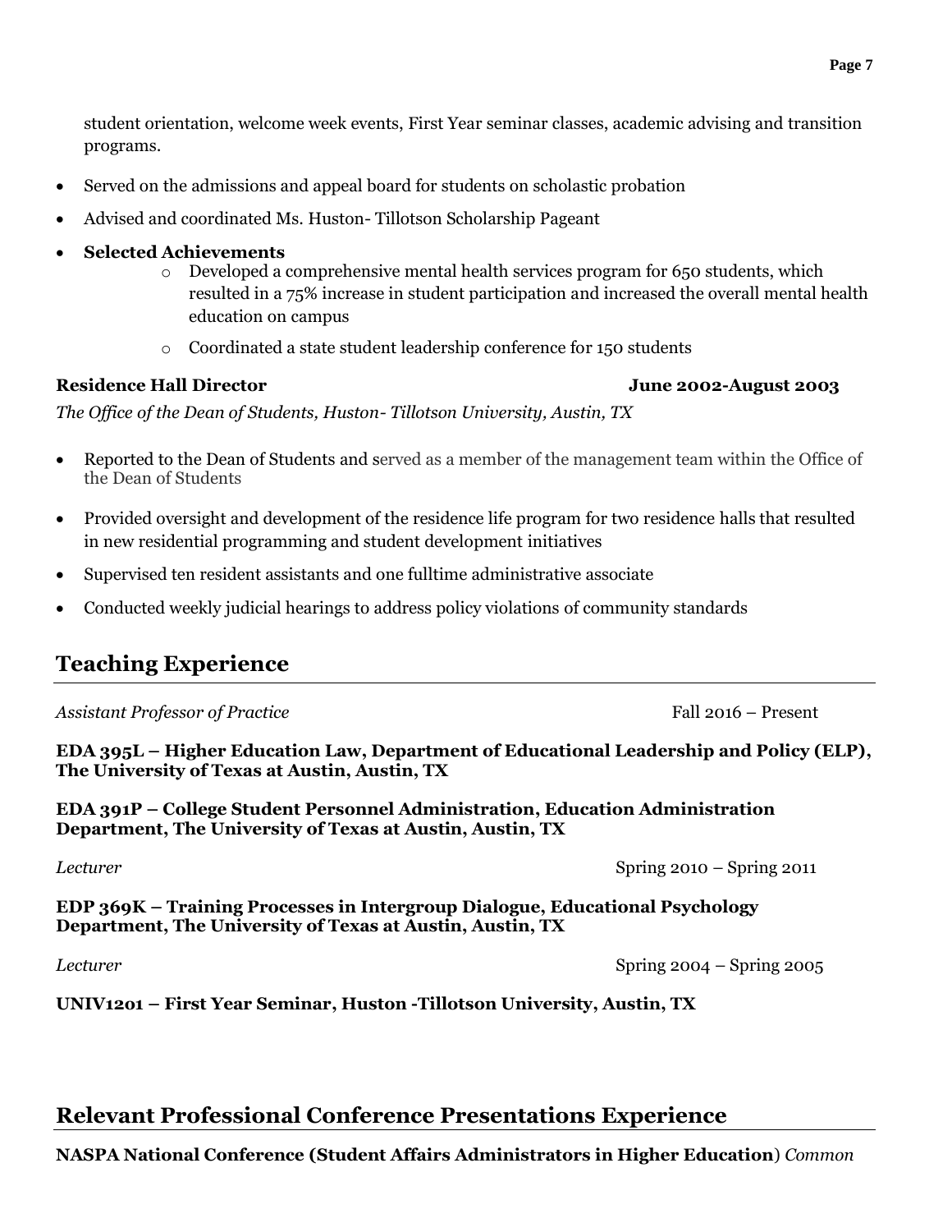student orientation, welcome week events, First Year seminar classes, academic advising and transition programs.

- Served on the admissions and appeal board for students on scholastic probation
- Advised and coordinated Ms. Huston- Tillotson Scholarship Pageant
- **Selected Achievements**
  - Developed a comprehensive mental health services program for 650 students, which resulted in a 75% increase in student participation and increased the overall mental health education on campus
  - Coordinated a state student leadership conference for 150 students

**Residence Hall Director** **June 2002-August 2003**

*The Office of the Dean of Students, Huston- Tillotson University, Austin, TX*

- Reported to the Dean of Students and served as a member of the management team within the Office of the Dean of Students
- Provided oversight and development of the residence life program for two residence halls that resulted in new residential programming and student development initiatives
- Supervised ten resident assistants and one fulltime administrative associate
- Conducted weekly judicial hearings to address policy violations of community standards

## Teaching Experience

*Assistant Professor of Practice* Fall 2016 – Present

**EDA 395L – Higher Education Law, Department of Educational Leadership and Policy (ELP), The University of Texas at Austin, Austin, TX**

**EDA 391P – College Student Personnel Administration, Education Administration Department, The University of Texas at Austin, Austin, TX**

*Lecturer* Spring 2010 – Spring 2011

**EDP 369K – Training Processes in Intergroup Dialogue, Educational Psychology Department, The University of Texas at Austin, Austin, TX**

*Lecturer* Spring 2004 – Spring 2005

**UNIV1201 – First Year Seminar, Huston -Tillotson University, Austin, TX**

## Relevant Professional Conference Presentations Experience

**NASPA National Conference (Student Affairs Administrators in Higher Education**) *Common*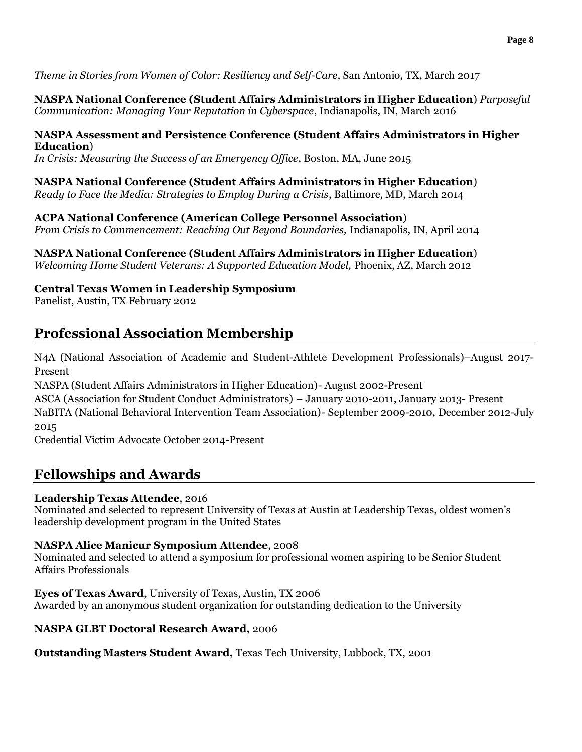*Theme in Stories from Women of Color: Resiliency and Self-Care*, San Antonio, TX, March 2017

**NASPA National Conference (Student Affairs Administrators in Higher Education)** *Purposeful Communication: Managing Your Reputation in Cyberspace*, Indianapolis, IN, March 2016

**NASPA Assessment and Persistence Conference (Student Affairs Administrators in Higher Education)**
*In Crisis: Measuring the Success of an Emergency Office*, Boston, MA, June 2015

**NASPA National Conference (Student Affairs Administrators in Higher Education)**
*Ready to Face the Media: Strategies to Employ During a Crisis*, Baltimore, MD, March 2014

**ACPA National Conference (American College Personnel Association)**
*From Crisis to Commencement: Reaching Out Beyond Boundaries,* Indianapolis, IN, April 2014

**NASPA National Conference (Student Affairs Administrators in Higher Education)**
*Welcoming Home Student Veterans: A Supported Education Model,* Phoenix, AZ, March 2012

**Central Texas Women in Leadership Symposium**
Panelist, Austin, TX February 2012

## Professional Association Membership

N4A (National Association of Academic and Student-Athlete Development Professionals)–August 2017-Present
NASPA (Student Affairs Administrators in Higher Education)- August 2002-Present
ASCA (Association for Student Conduct Administrators) – January 2010-2011, January 2013- Present
NaBITA (National Behavioral Intervention Team Association)- September 2009-2010, December 2012-July 2015
Credential Victim Advocate October 2014-Present

## Fellowships and Awards

**Leadership Texas Attendee**, 2016
Nominated and selected to represent University of Texas at Austin at Leadership Texas, oldest women's leadership development program in the United States

**NASPA Alice Manicur Symposium Attendee**, 2008
Nominated and selected to attend a symposium for professional women aspiring to be Senior Student Affairs Professionals

**Eyes of Texas Award**, University of Texas, Austin, TX 2006
Awarded by an anonymous student organization for outstanding dedication to the University

**NASPA GLBT Doctoral Research Award,** 2006

**Outstanding Masters Student Award,** Texas Tech University, Lubbock, TX, 2001